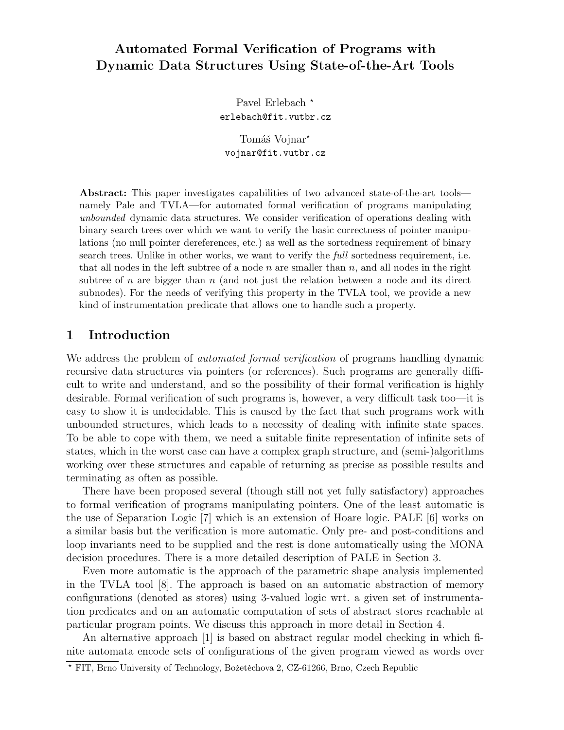# Automated Formal Verification of Programs with Dynamic Data Structures Using State-of-the-Art Tools

Pavel Erlebach *
erlebach@fit.vutbr.cz

Tomáš Vojnar*
vojnar@fit.vutbr.cz

**Abstract:** This paper investigates capabilities of two advanced state-of-the-art tools—namely Pale and TVLA—for automated formal verification of programs manipulating *unbounded* dynamic data structures. We consider verification of operations dealing with binary search trees over which we want to verify the basic correctness of pointer manipulations (no null pointer dereferences, etc.) as well as the sortedness requirement of binary search trees. Unlike in other works, we want to verify the *full* sortedness requirement, i.e. that all nodes in the left subtree of a node $n$ are smaller than $n$, and all nodes in the right subtree of $n$ are bigger than $n$ (and not just the relation between a node and its direct subnodes). For the needs of verifying this property in the TVLA tool, we provide a new kind of instrumentation predicate that allows one to handle such a property.

## 1 Introduction

We address the problem of *automated formal verification* of programs handling dynamic recursive data structures via pointers (or references). Such programs are generally difficult to write and understand, and so the possibility of their formal verification is highly desirable. Formal verification of such programs is, however, a very difficult task too—it is easy to show it is undecidable. This is caused by the fact that such programs work with unbounded structures, which leads to a necessity of dealing with infinite state spaces. To be able to cope with them, we need a suitable finite representation of infinite sets of states, which in the worst case can have a complex graph structure, and (semi-)algorithms working over these structures and capable of returning as precise as possible results and terminating as often as possible.

There have been proposed several (though still not yet fully satisfactory) approaches to formal verification of programs manipulating pointers. One of the least automatic is the use of Separation Logic [7] which is an extension of Hoare logic. PALE [6] works on a similar basis but the verification is more automatic. Only pre- and post-conditions and loop invariants need to be supplied and the rest is done automatically using the MONA decision procedures. There is a more detailed description of PALE in Section 3.

Even more automatic is the approach of the parametric shape analysis implemented in the TVLA tool [8]. The approach is based on an automatic abstraction of memory configurations (denoted as stores) using 3-valued logic wrt. a given set of instrumentation predicates and on an automatic computation of sets of abstract stores reachable at particular program points. We discuss this approach in more detail in Section 4.

An alternative approach [1] is based on abstract regular model checking in which finite automata encode sets of configurations of the given program viewed as words over

* FIT, Brno University of Technology, Božetěchova 2, CZ-61266, Brno, Czech Republic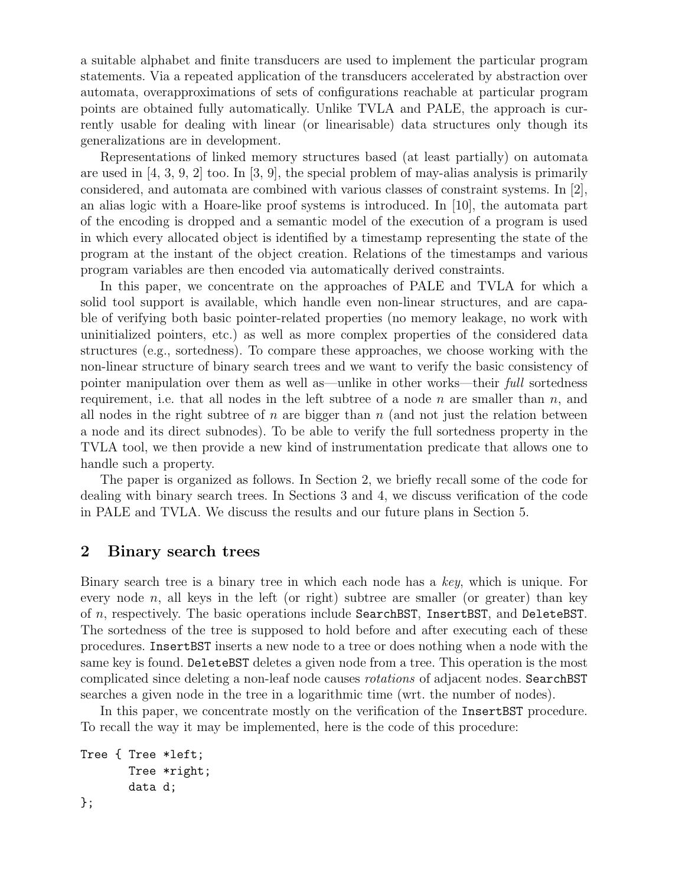a suitable alphabet and finite transducers are used to implement the particular program statements. Via a repeated application of the transducers accelerated by abstraction over automata, overapproximations of sets of configurations reachable at particular program points are obtained fully automatically. Unlike TVLA and PALE, the approach is currently usable for dealing with linear (or linearisable) data structures only though its generalizations are in development.

Representations of linked memory structures based (at least partially) on automata are used in [4, 3, 9, 2] too. In [3, 9], the special problem of may-alias analysis is primarily considered, and automata are combined with various classes of constraint systems. In [2], an alias logic with a Hoare-like proof systems is introduced. In [10], the automata part of the encoding is dropped and a semantic model of the execution of a program is used in which every allocated object is identified by a timestamp representing the state of the program at the instant of the object creation. Relations of the timestamps and various program variables are then encoded via automatically derived constraints.

In this paper, we concentrate on the approaches of PALE and TVLA for which a solid tool support is available, which handle even non-linear structures, and are capable of verifying both basic pointer-related properties (no memory leakage, no work with uninitialized pointers, etc.) as well as more complex properties of the considered data structures (e.g., sortedness). To compare these approaches, we choose working with the non-linear structure of binary search trees and we want to verify the basic consistency of pointer manipulation over them as well as—unlike in other works—their *full* sortedness requirement, i.e. that all nodes in the left subtree of a node $n$ are smaller than $n$, and all nodes in the right subtree of $n$ are bigger than $n$ (and not just the relation between a node and its direct subnodes). To be able to verify the full sortedness property in the TVLA tool, we then provide a new kind of instrumentation predicate that allows one to handle such a property.

The paper is organized as follows. In Section 2, we briefly recall some of the code for dealing with binary search trees. In Sections 3 and 4, we discuss verification of the code in PALE and TVLA. We discuss the results and our future plans in Section 5.

## 2 Binary search trees

Binary search tree is a binary tree in which each node has a *key*, which is unique. For every node $n$, all keys in the left (or right) subtree are smaller (or greater) than key of $n$, respectively. The basic operations include `SearchBST`, `InsertBST`, and `DeleteBST`. The sortedness of the tree is supposed to hold before and after executing each of these procedures. `InsertBST` inserts a new node to a tree or does nothing when a node with the same key is found. `DeleteBST` deletes a given node from a tree. This operation is the most complicated since deleting a non-leaf node causes *rotations* of adjacent nodes. `SearchBST` searches a given node in the tree in a logarithmic time (wrt. the number of nodes).

In this paper, we concentrate mostly on the verification of the `InsertBST` procedure. To recall the way it may be implemented, here is the code of this procedure:

```
Tree { Tree *left;
       Tree *right;
       data d;
};
```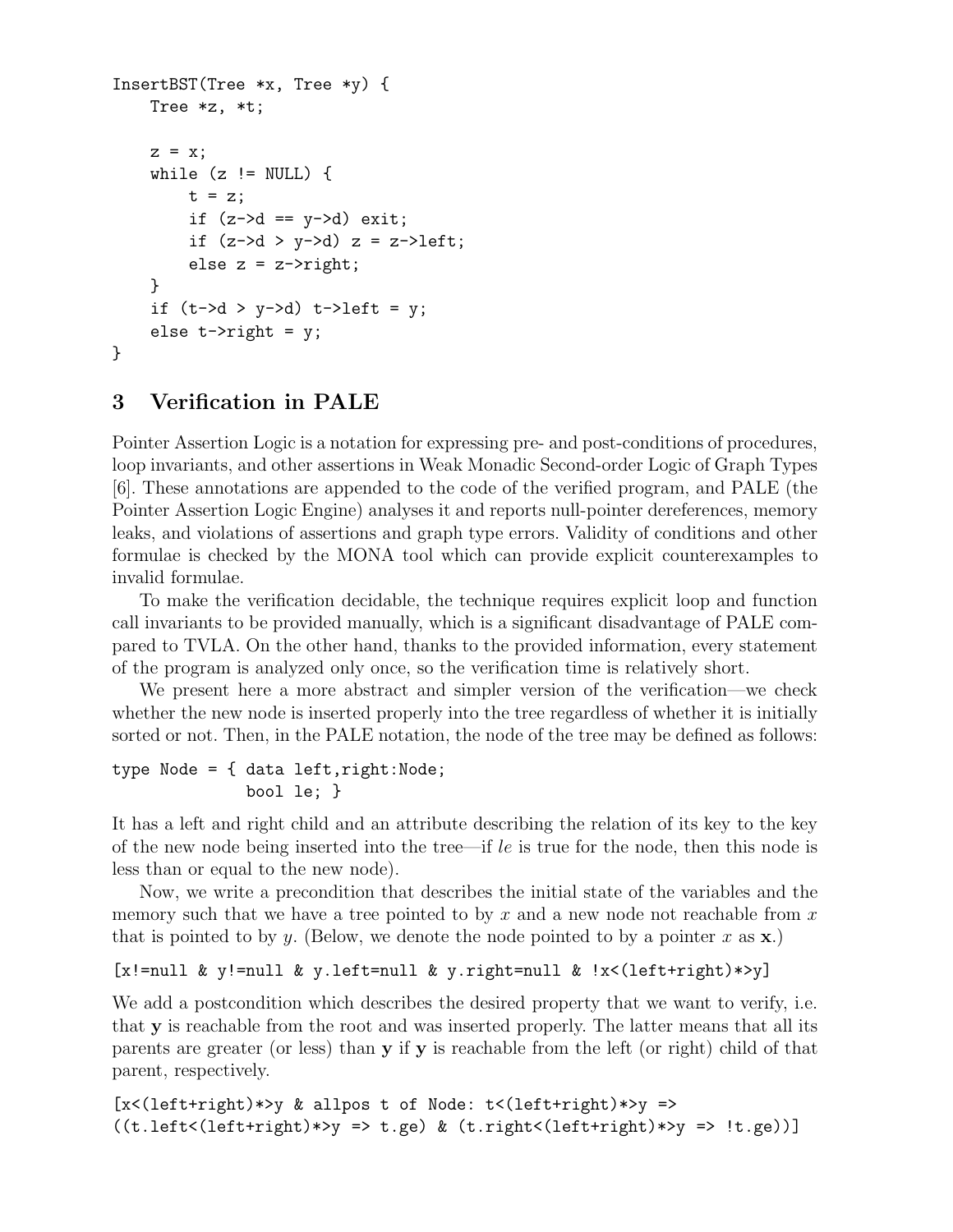```
InsertBST(Tree *x, Tree *y) {
    Tree *z, *t;

    z = x;
    while (z != NULL) {
        t = z;
        if (z->d == y->d) exit;
        if (z->d > y->d) z = z->left;
        else z = z->right;
    }
    if (t->d > y->d) t->left = y;
    else t->right = y;
}
```

## 3 Verification in PALE

Pointer Assertion Logic is a notation for expressing pre- and post-conditions of procedures, loop invariants, and other assertions in Weak Monadic Second-order Logic of Graph Types [6]. These annotations are appended to the code of the verified program, and PALE (the Pointer Assertion Logic Engine) analyses it and reports null-pointer dereferences, memory leaks, and violations of assertions and graph type errors. Validity of conditions and other formulae is checked by the MONA tool which can provide explicit counterexamples to invalid formulae.

To make the verification decidable, the technique requires explicit loop and function call invariants to be provided manually, which is a significant disadvantage of PALE compared to TVLA. On the other hand, thanks to the provided information, every statement of the program is analyzed only once, so the verification time is relatively short.

We present here a more abstract and simpler version of the verification—we check whether the new node is inserted properly into the tree regardless of whether it is initially sorted or not. Then, in the PALE notation, the node of the tree may be defined as follows:

```
type Node = { data left,right:Node;
              bool le; }
```

It has a left and right child and an attribute describing the relation of its key to the key of the new node being inserted into the tree—if *le* is true for the node, then this node is less than or equal to the new node).

Now, we write a precondition that describes the initial state of the variables and the memory such that we have a tree pointed to by $x$ and a new node not reachable from $x$ that is pointed to by $y$. (Below, we denote the node pointed to by a pointer $x$ as $\mathbf{x}$.)

```
[x!=null & y!=null & y.left=null & y.right=null & !x<(left+right)*>y]
```

We add a postcondition which describes the desired property that we want to verify, i.e. that $\mathbf{y}$ is reachable from the root and was inserted properly. The latter means that all its parents are greater (or less) than $\mathbf{y}$ if $\mathbf{y}$ is reachable from the left (or right) child of that parent, respectively.

```
[x<(left+right)*>y & allpos t of Node: t<(left+right)*>y =>
((t.left<(left+right)*>y => t.ge) & (t.right<(left+right)*>y => !t.ge))]
```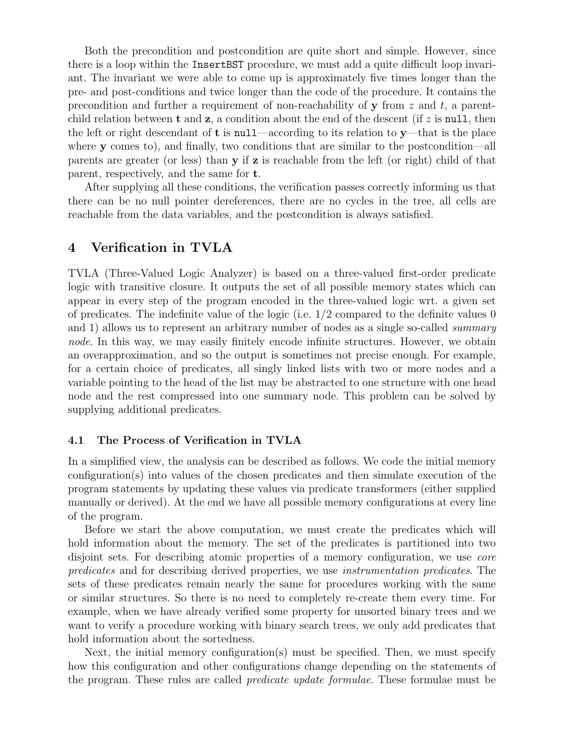Both the precondition and postcondition are quite short and simple. However, since there is a loop within the `InsertBST` procedure, we must add a quite difficult loop invariant. The invariant we were able to come up is approximately five times longer than the pre- and post-conditions and twice longer than the code of the procedure. It contains the precondition and further a requirement of non-reachability of **y** from $z$ and $t$, a parent-child relation between **t** and **z**, a condition about the end of the descent (if $z$ is `null`, then the left or right descendant of **t** is `null`—according to its relation to **y**—that is the place where **y** comes to), and finally, two conditions that are similar to the postcondition—all parents are greater (or less) than **y** if **z** is reachable from the left (or right) child of that parent, respectively, and the same for **t**.

After supplying all these conditions, the verification passes correctly informing us that there can be no null pointer dereferences, there are no cycles in the tree, all cells are reachable from the data variables, and the postcondition is always satisfied.

# 4 Verification in TVLA

TVLA (Three-Valued Logic Analyzer) is based on a three-valued first-order predicate logic with transitive closure. It outputs the set of all possible memory states which can appear in every step of the program encoded in the three-valued logic wrt. a given set of predicates. The indefinite value of the logic (i.e. $1/2$ compared to the definite values 0 and 1) allows us to represent an arbitrary number of nodes as a single so-called *summary node*. In this way, we may easily finitely encode infinite structures. However, we obtain an overapproximation, and so the output is sometimes not precise enough. For example, for a certain choice of predicates, all singly linked lists with two or more nodes and a variable pointing to the head of the list may be abstracted to one structure with one head node and the rest compressed into one summary node. This problem can be solved by supplying additional predicates.

## 4.1 The Process of Verification in TVLA

In a simplified view, the analysis can be described as follows. We code the initial memory configuration(s) into values of the chosen predicates and then simulate execution of the program statements by updating these values via predicate transformers (either supplied manually or derived). At the end we have all possible memory configurations at every line of the program.

Before we start the above computation, we must create the predicates which will hold information about the memory. The set of the predicates is partitioned into two disjoint sets. For describing atomic properties of a memory configuration, we use *core predicates* and for describing derived properties, we use *instrumentation predicates*. The sets of these predicates remain nearly the same for procedures working with the same or similar structures. So there is no need to completely re-create them every time. For example, when we have already verified some property for unsorted binary trees and we want to verify a procedure working with binary search trees, we only add predicates that hold information about the sortedness.

Next, the initial memory configuration(s) must be specified. Then, we must specify how this configuration and other configurations change depending on the statements of the program. These rules are called *predicate update formulae*. These formulae must be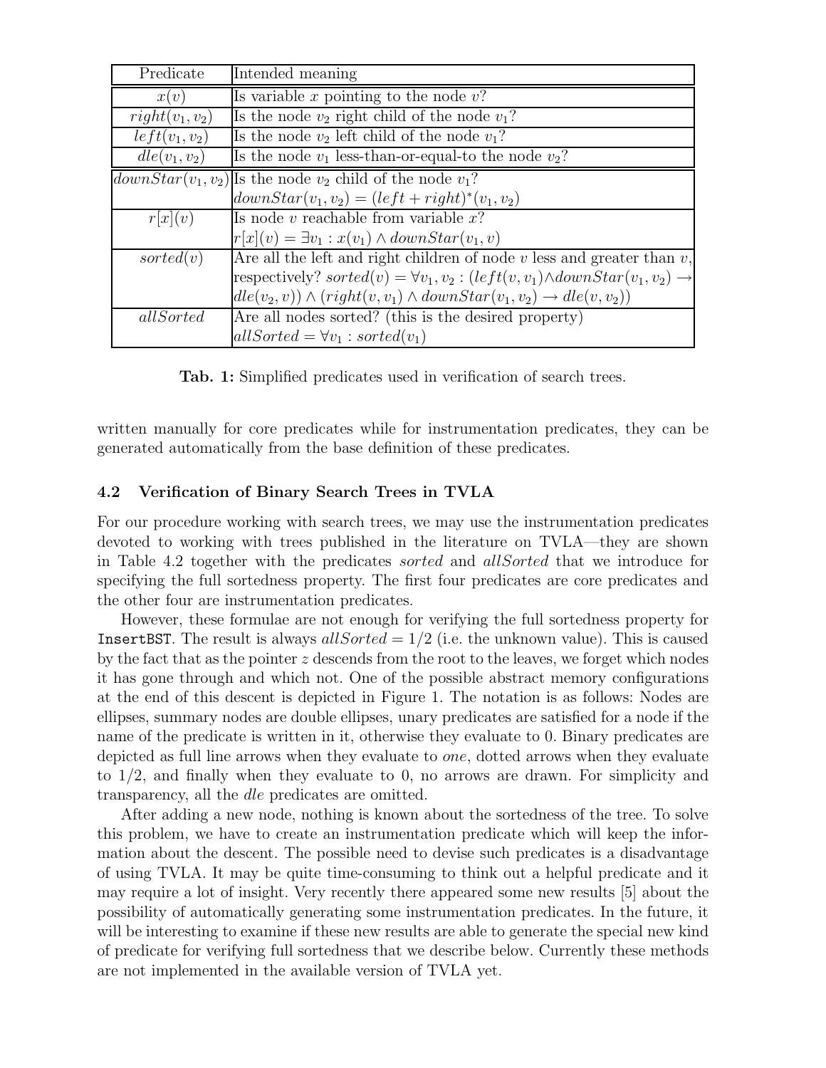| Predicate | Intended meaning |
|---|---|
| $x(v)$ | Is variable $x$ pointing to the node $v$? |
| $right(v_1, v_2)$ | Is the node $v_2$ right child of the node $v_1$? |
| $left(v_1, v_2)$ | Is the node $v_2$ left child of the node $v_1$? |
| $dle(v_1, v_2)$ | Is the node $v_1$ less-than-or-equal-to the node $v_2$? |
| $downStar(v_1, v_2)$ | Is the node $v_2$ child of the node $v_1$? $downStar(v_1, v_2) = (left + right)^*(v_1, v_2)$ |
| $r[x](v)$ | Is node $v$ reachable from variable $x$? $r[x](v) = \exists v_1 : x(v_1) \land downStar(v_1, v)$ |
| $sorted(v)$ | Are all the left and right children of node $v$ less and greater than $v$, respectively? $sorted(v) = \forall v_1, v_2 : (left(v, v_1) \land downStar(v_1, v_2) \rightarrow dle(v_2, v)) \land (right(v, v_1) \land downStar(v_1, v_2) \rightarrow dle(v, v_2))$ |
| $allSorted$ | Are all nodes sorted? (this is the desired property) $allSorted = \forall v_1 : sorted(v_1)$ |

**Tab. 1:** Simplified predicates used in verification of search trees.

written manually for core predicates while for instrumentation predicates, they can be generated automatically from the base definition of these predicates.

### 4.2 Verification of Binary Search Trees in TVLA

For our procedure working with search trees, we may use the instrumentation predicates devoted to working with trees published in the literature on TVLA—they are shown in Table 4.2 together with the predicates *sorted* and *allSorted* that we introduce for specifying the full sortedness property. The first four predicates are core predicates and the other four are instrumentation predicates.

However, these formulae are not enough for verifying the full sortedness property for `InsertBST`. The result is always $allSorted = 1/2$ (i.e. the unknown value). This is caused by the fact that as the pointer $z$ descends from the root to the leaves, we forget which nodes it has gone through and which not. One of the possible abstract memory configurations at the end of this descent is depicted in Figure 1. The notation is as follows: Nodes are ellipses, summary nodes are double ellipses, unary predicates are satisfied for a node if the name of the predicate is written in it, otherwise they evaluate to 0. Binary predicates are depicted as full line arrows when they evaluate to *one*, dotted arrows when they evaluate to $1/2$, and finally when they evaluate to 0, no arrows are drawn. For simplicity and transparency, all the *dle* predicates are omitted.

After adding a new node, nothing is known about the sortedness of the tree. To solve this problem, we have to create an instrumentation predicate which will keep the information about the descent. The possible need to devise such predicates is a disadvantage of using TVLA. It may be quite time-consuming to think out a helpful predicate and it may require a lot of insight. Very recently there appeared some new results [5] about the possibility of automatically generating some instrumentation predicates. In the future, it will be interesting to examine if these new results are able to generate the special new kind of predicate for verifying full sortedness that we describe below. Currently these methods are not implemented in the available version of TVLA yet.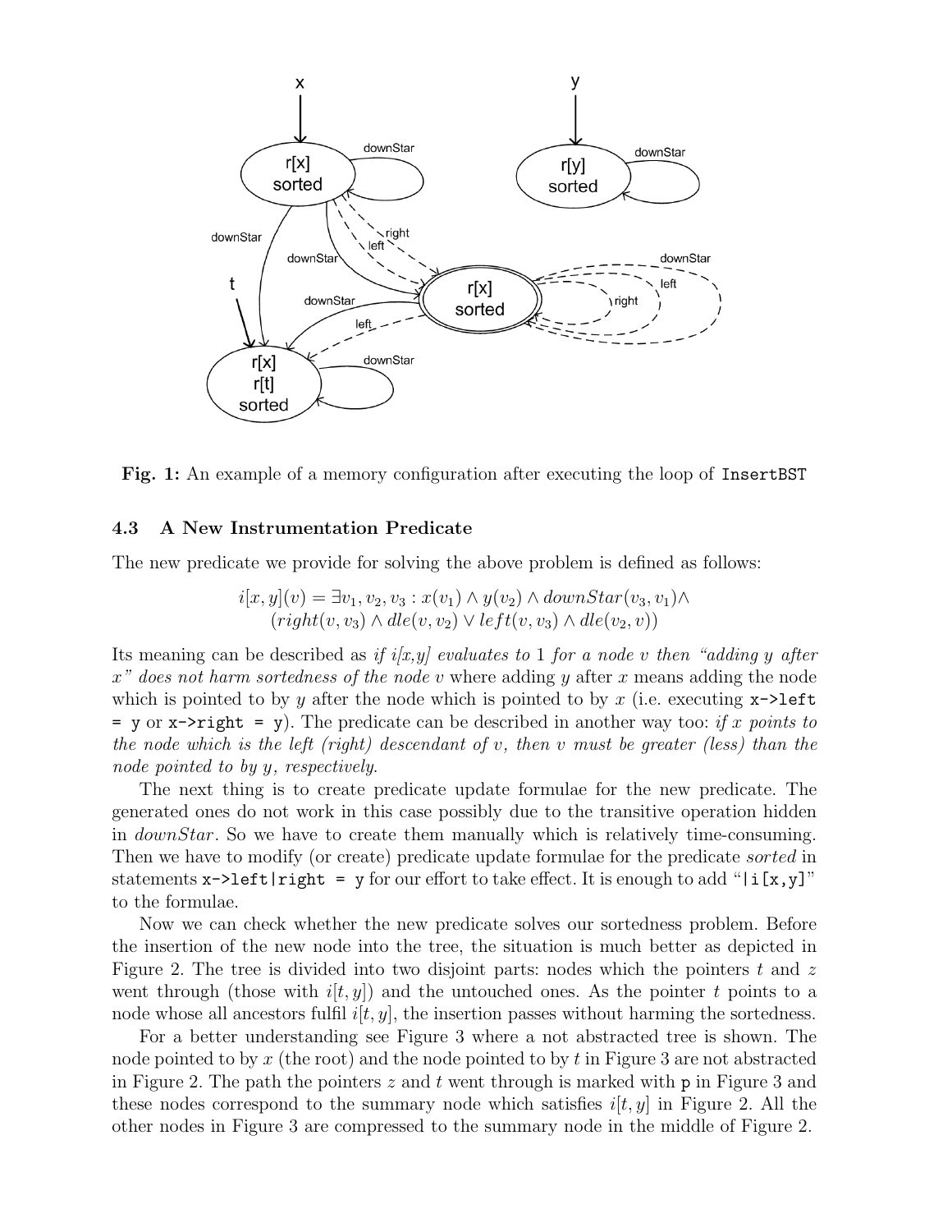Fig. 1: An example of a memory configuration after executing the loop of InsertBST

### 4.3 A New Instrumentation Predicate

The new predicate we provide for solving the above problem is defined as follows:

$$i[x,y](v) = \exists v_1, v_2, v_3 : x(v_1) \wedge y(v_2) \wedge downStar(v_3, v_1) \wedge$$
$$(right(v, v_3) \wedge dle(v, v_2) \vee left(v, v_3) \wedge dle(v_2, v))$$

Its meaning can be described as *if i[x,y] evaluates to* 1 *for a node v then "adding y after x" does not harm sortedness of the node v* where adding $y$ after $x$ means adding the node which is pointed to by $y$ after the node which is pointed to by $x$ (i.e. executing `x->left = y` or `x->right = y`). The predicate can be described in another way too: *if x points to the node which is the left (right) descendant of v, then v must be greater (less) than the node pointed to by y, respectively.*

The next thing is to create predicate update formulae for the new predicate. The generated ones do not work in this case possibly due to the transitive operation hidden in *downStar*. So we have to create them manually which is relatively time-consuming. Then we have to modify (or create) predicate update formulae for the predicate *sorted* in statements `x->left|right = y` for our effort to take effect. It is enough to add "`|i[x,y]`" to the formulae.

Now we can check whether the new predicate solves our sortedness problem. Before the insertion of the new node into the tree, the situation is much better as depicted in Figure 2. The tree is divided into two disjoint parts: nodes which the pointers $t$ and $z$ went through (those with $i[t, y]$) and the untouched ones. As the pointer $t$ points to a node whose all ancestors fulfil $i[t, y]$, the insertion passes without harming the sortedness.

For a better understanding see Figure 3 where a not abstracted tree is shown. The node pointed to by $x$ (the root) and the node pointed to by $t$ in Figure 3 are not abstracted in Figure 2. The path the pointers $z$ and $t$ went through is marked with `p` in Figure 3 and these nodes correspond to the summary node which satisfies $i[t, y]$ in Figure 2. All the other nodes in Figure 3 are compressed to the summary node in the middle of Figure 2.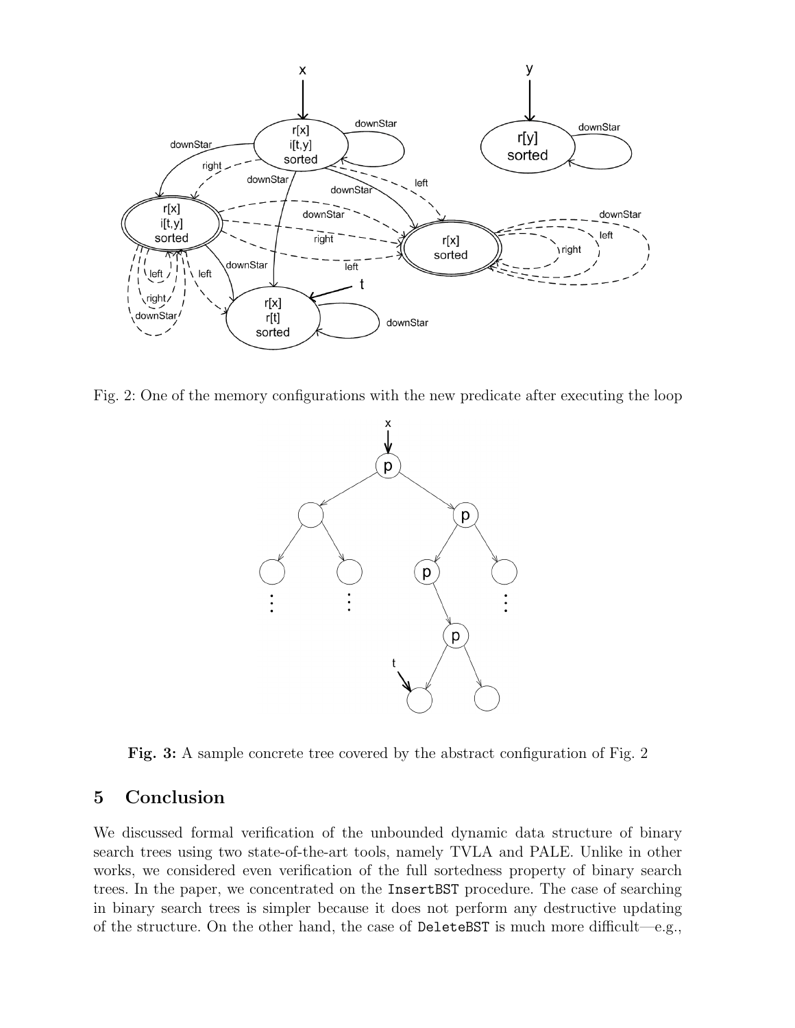Fig. 2: One of the memory configurations with the new predicate after executing the loop

**Fig. 3:** A sample concrete tree covered by the abstract configuration of Fig. 2

## 5 Conclusion

We discussed formal verification of the unbounded dynamic data structure of binary search trees using two state-of-the-art tools, namely TVLA and PALE. Unlike in other works, we considered even verification of the full sortedness property of binary search trees. In the paper, we concentrated on the `InsertBST` procedure. The case of searching in binary search trees is simpler because it does not perform any destructive updating of the structure. On the other hand, the case of `DeleteBST` is much more difficult—e.g.,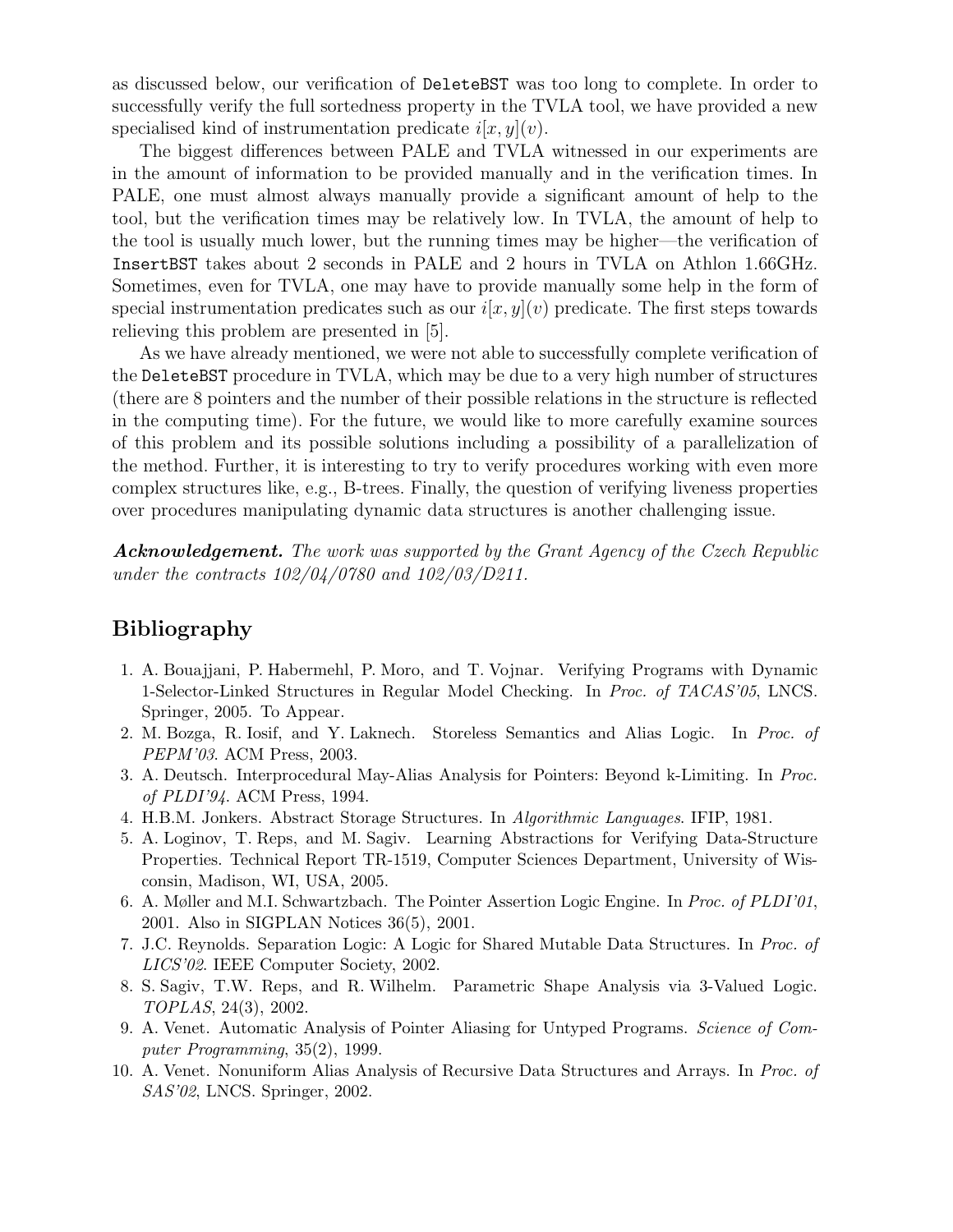as discussed below, our verification of DeleteBST was too long to complete. In order to successfully verify the full sortedness property in the TVLA tool, we have provided a new specialised kind of instrumentation predicate $i[x, y](v)$.

The biggest differences between PALE and TVLA witnessed in our experiments are in the amount of information to be provided manually and in the verification times. In PALE, one must almost always manually provide a significant amount of help to the tool, but the verification times may be relatively low. In TVLA, the amount of help to the tool is usually much lower, but the running times may be higher—the verification of InsertBST takes about 2 seconds in PALE and 2 hours in TVLA on Athlon 1.66GHz. Sometimes, even for TVLA, one may have to provide manually some help in the form of special instrumentation predicates such as our $i[x, y](v)$ predicate. The first steps towards relieving this problem are presented in [5].

As we have already mentioned, we were not able to successfully complete verification of the DeleteBST procedure in TVLA, which may be due to a very high number of structures (there are 8 pointers and the number of their possible relations in the structure is reflected in the computing time). For the future, we would like to more carefully examine sources of this problem and its possible solutions including a possibility of a parallelization of the method. Further, it is interesting to try to verify procedures working with even more complex structures like, e.g., B-trees. Finally, the question of verifying liveness properties over procedures manipulating dynamic data structures is another challenging issue.

***Acknowledgement.*** *The work was supported by the Grant Agency of the Czech Republic under the contracts 102/04/0780 and 102/03/D211.*

## Bibliography

1. A. Bouajjani, P. Habermehl, P. Moro, and T. Vojnar. Verifying Programs with Dynamic 1-Selector-Linked Structures in Regular Model Checking. In *Proc. of TACAS'05*, LNCS. Springer, 2005. To Appear.
2. M. Bozga, R. Iosif, and Y. Laknech. Storeless Semantics and Alias Logic. In *Proc. of PEPM'03*. ACM Press, 2003.
3. A. Deutsch. Interprocedural May-Alias Analysis for Pointers: Beyond k-Limiting. In *Proc. of PLDI'94*. ACM Press, 1994.
4. H.B.M. Jonkers. Abstract Storage Structures. In *Algorithmic Languages*. IFIP, 1981.
5. A. Loginov, T. Reps, and M. Sagiv. Learning Abstractions for Verifying Data-Structure Properties. Technical Report TR-1519, Computer Sciences Department, University of Wisconsin, Madison, WI, USA, 2005.
6. A. Møller and M.I. Schwartzbach. The Pointer Assertion Logic Engine. In *Proc. of PLDI'01*, 2001. Also in SIGPLAN Notices 36(5), 2001.
7. J.C. Reynolds. Separation Logic: A Logic for Shared Mutable Data Structures. In *Proc. of LICS'02*. IEEE Computer Society, 2002.
8. S. Sagiv, T.W. Reps, and R. Wilhelm. Parametric Shape Analysis via 3-Valued Logic. *TOPLAS*, 24(3), 2002.
9. A. Venet. Automatic Analysis of Pointer Aliasing for Untyped Programs. *Science of Computer Programming*, 35(2), 1999.
10. A. Venet. Nonuniform Alias Analysis of Recursive Data Structures and Arrays. In *Proc. of SAS'02*, LNCS. Springer, 2002.